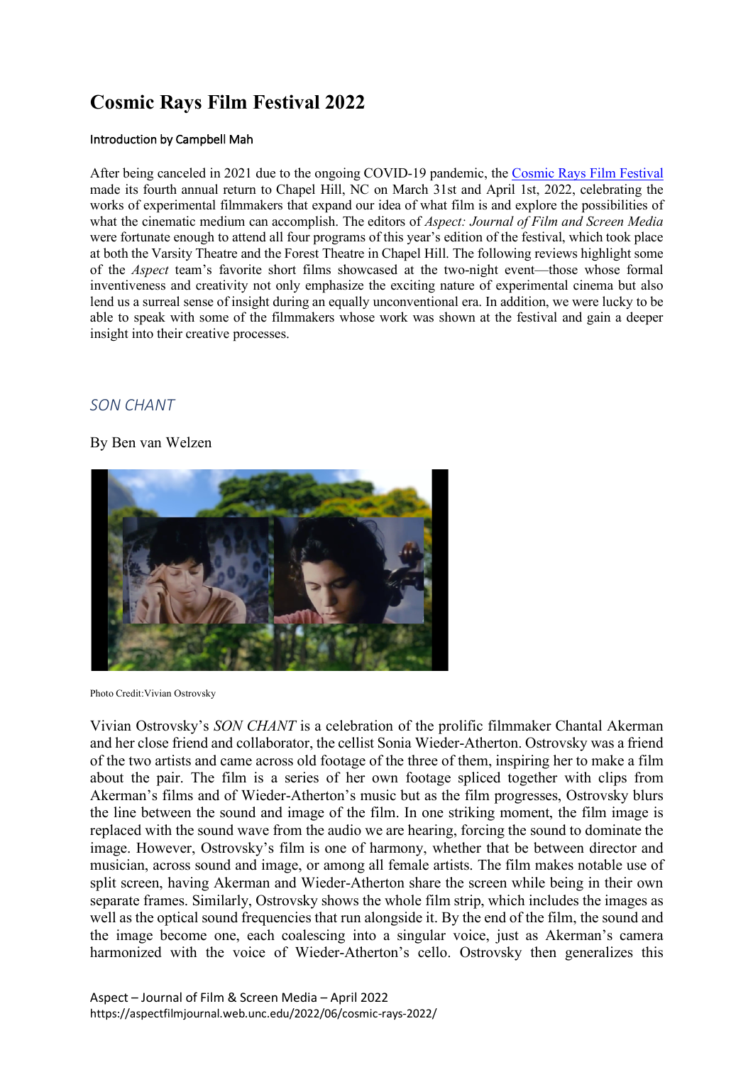# Cosmic Rays Film Festival 2022

Introduction by Campbell Mah

After being canceled in 2021 due to the ongoing COVID-19 pandemic, the Cosmic Rays Film Festival made its fourth annual return to Chapel Hill, NC on March 31st and April 1st, 2022, celebrating the works of experimental filmmakers that expand our idea of what film is and explore the possibilities of what the cinematic medium can accomplish. The editors of *Aspect: Journal of Film and Screen Media* were fortunate enough to attend all four programs of this year's edition of the festival, which took place at both the Varsity Theatre and the Forest Theatre in Chapel Hill. The following reviews highlight some of the *Aspect* team's favorite short films showcased at the two-night event—those whose formal inventiveness and creativity not only emphasize the exciting nature of experimental cinema but also lend us a surreal sense of insight during an equally unconventional era. In addition, we were lucky to be able to speak with some of the filmmakers whose work was shown at the festival and gain a deeper insight into their creative processes.

## *SON CHANT*

By Ben van Welzen

Photo Credit: Vivian Ostrovsky

Vivian Ostrovsky's *SON CHANT* is a celebration of the prolific filmmaker Chantal Akerman and her close friend and collaborator, the cellist Sonia Wieder-Atherton. Ostrovsky was a friend of the two artists and came across old footage of the three of them, inspiring her to make a film about the pair. The film is a series of her own footage spliced together with clips from Akerman's films and of Wieder-Atherton's music but as the film progresses, Ostrovsky blurs the line between the sound and image of the film. In one striking moment, the film image is replaced with the sound wave from the audio we are hearing, forcing the sound to dominate the image. However, Ostrovsky's film is one of harmony, whether that be between director and musician, across sound and image, or among all female artists. The film makes notable use of split screen, having Akerman and Wieder-Atherton share the screen while being in their own separate frames. Similarly, Ostrovsky shows the whole film strip, which includes the images as well as the optical sound frequencies that run alongside it. By the end of the film, the sound and the image become one, each coalescing into a singular voice, just as Akerman's camera harmonized with the voice of Wieder-Atherton's cello. Ostrovsky then generalizes this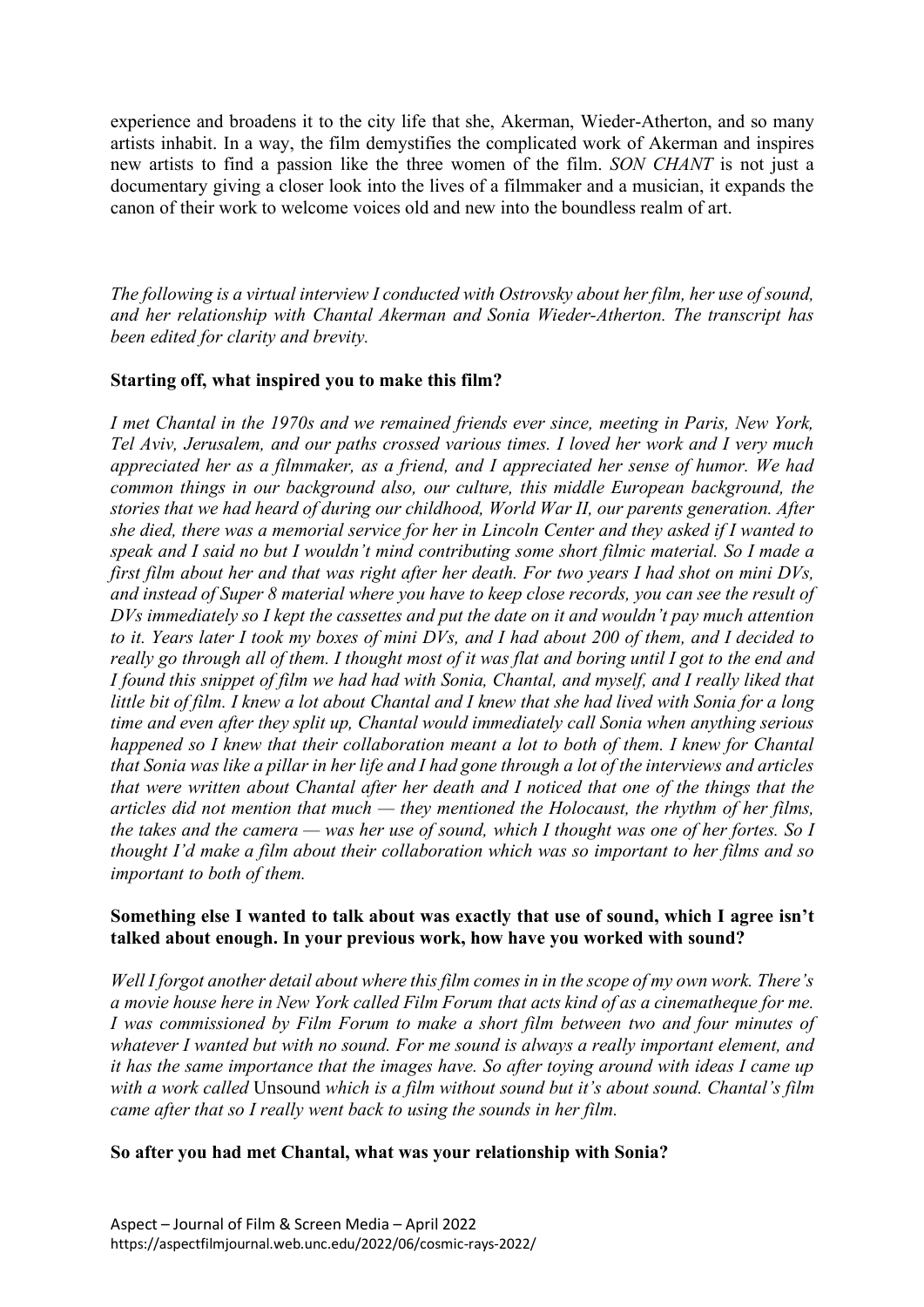experience and broadens it to the city life that she, Akerman, Wieder-Atherton, and so many artists inhabit. In a way, the film demystifies the complicated work of Akerman and inspires new artists to find a passion like the three women of the film. *SON CHANT* is not just a documentary giving a closer look into the lives of a filmmaker and a musician, it expands the canon of their work to welcome voices old and new into the boundless realm of art.

*The following is a virtual interview I conducted with Ostrovsky about her film, her use of sound, and her relationship with Chantal Akerman and Sonia Wieder-Atherton. The transcript has been edited for clarity and brevity.*

**Starting off, what inspired you to make this film?**

*I met Chantal in the 1970s and we remained friends ever since, meeting in Paris, New York, Tel Aviv, Jerusalem, and our paths crossed various times. I loved her work and I very much appreciated her as a filmmaker, as a friend, and I appreciated her sense of humor. We had common things in our background also, our culture, this middle European background, the stories that we had heard of during our childhood, World War II, our parents generation. After she died, there was a memorial service for her in Lincoln Center and they asked if I wanted to speak and I said no but I wouldn't mind contributing some short filmic material. So I made a first film about her and that was right after her death. For two years I had shot on mini DVs, and instead of Super 8 material where you have to keep close records, you can see the result of DVs immediately so I kept the cassettes and put the date on it and wouldn't pay much attention to it. Years later I took my boxes of mini DVs, and I had about 200 of them, and I decided to really go through all of them. I thought most of it was flat and boring until I got to the end and I found this snippet of film we had had with Sonia, Chantal, and myself, and I really liked that little bit of film. I knew a lot about Chantal and I knew that she had lived with Sonia for a long time and even after they split up, Chantal would immediately call Sonia when anything serious happened so I knew that their collaboration meant a lot to both of them. I knew for Chantal that Sonia was like a pillar in her life and I had gone through a lot of the interviews and articles that were written about Chantal after her death and I noticed that one of the things that the articles did not mention that much — they mentioned the Holocaust, the rhythm of her films, the takes and the camera — was her use of sound, which I thought was one of her fortes. So I thought I'd make a film about their collaboration which was so important to her films and so important to both of them.*

**Something else I wanted to talk about was exactly that use of sound, which I agree isn't talked about enough. In your previous work, how have you worked with sound?**

*Well I forgot another detail about where this film comes in in the scope of my own work. There's a movie house here in New York called Film Forum that acts kind of as a cinematheque for me. I was commissioned by Film Forum to make a short film between two and four minutes of whatever I wanted but with no sound. For me sound is always a really important element, and it has the same importance that the images have. So after toying around with ideas I came up with a work called* Unsound *which is a film without sound but it's about sound. Chantal's film came after that so I really went back to using the sounds in her film.*

**So after you had met Chantal, what was your relationship with Sonia?**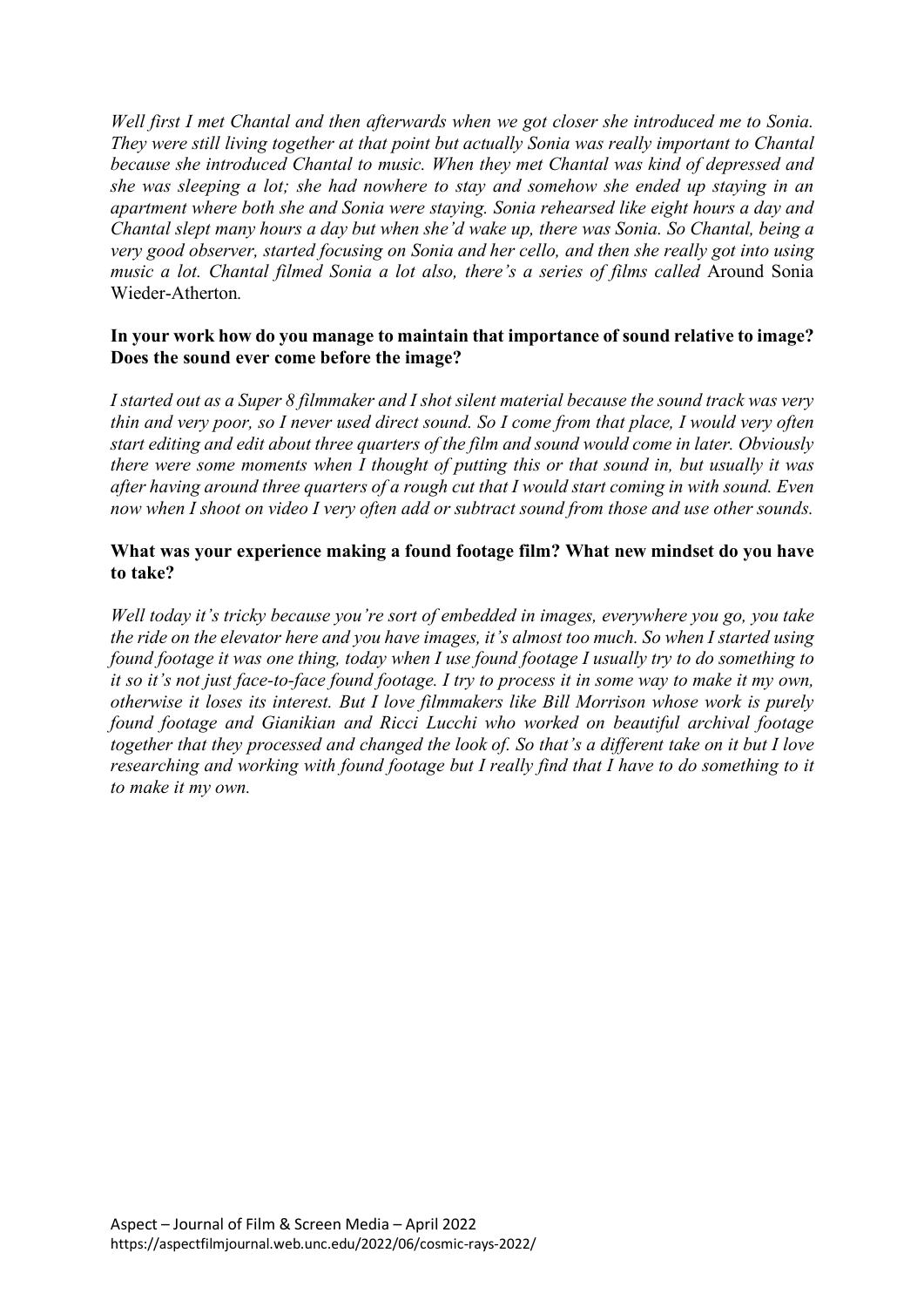*Well first I met Chantal and then afterwards when we got closer she introduced me to Sonia. They were still living together at that point but actually Sonia was really important to Chantal because she introduced Chantal to music. When they met Chantal was kind of depressed and she was sleeping a lot; she had nowhere to stay and somehow she ended up staying in an apartment where both she and Sonia were staying. Sonia rehearsed like eight hours a day and Chantal slept many hours a day but when she'd wake up, there was Sonia. So Chantal, being a very good observer, started focusing on Sonia and her cello, and then she really got into using music a lot. Chantal filmed Sonia a lot also, there's a series of films called* Around Sonia Wieder-Atherton*.*

**In your work how do you manage to maintain that importance of sound relative to image? Does the sound ever come before the image?**

*I started out as a Super 8 filmmaker and I shot silent material because the sound track was very thin and very poor, so I never used direct sound. So I come from that place, I would very often start editing and edit about three quarters of the film and sound would come in later. Obviously there were some moments when I thought of putting this or that sound in, but usually it was after having around three quarters of a rough cut that I would start coming in with sound. Even now when I shoot on video I very often add or subtract sound from those and use other sounds.*

**What was your experience making a found footage film? What new mindset do you have to take?**

*Well today it's tricky because you're sort of embedded in images, everywhere you go, you take the ride on the elevator here and you have images, it's almost too much. So when I started using found footage it was one thing, today when I use found footage I usually try to do something to it so it's not just face-to-face found footage. I try to process it in some way to make it my own, otherwise it loses its interest. But I love filmmakers like Bill Morrison whose work is purely found footage and Gianikian and Ricci Lucchi who worked on beautiful archival footage together that they processed and changed the look of. So that's a different take on it but I love researching and working with found footage but I really find that I have to do something to it to make it my own.*